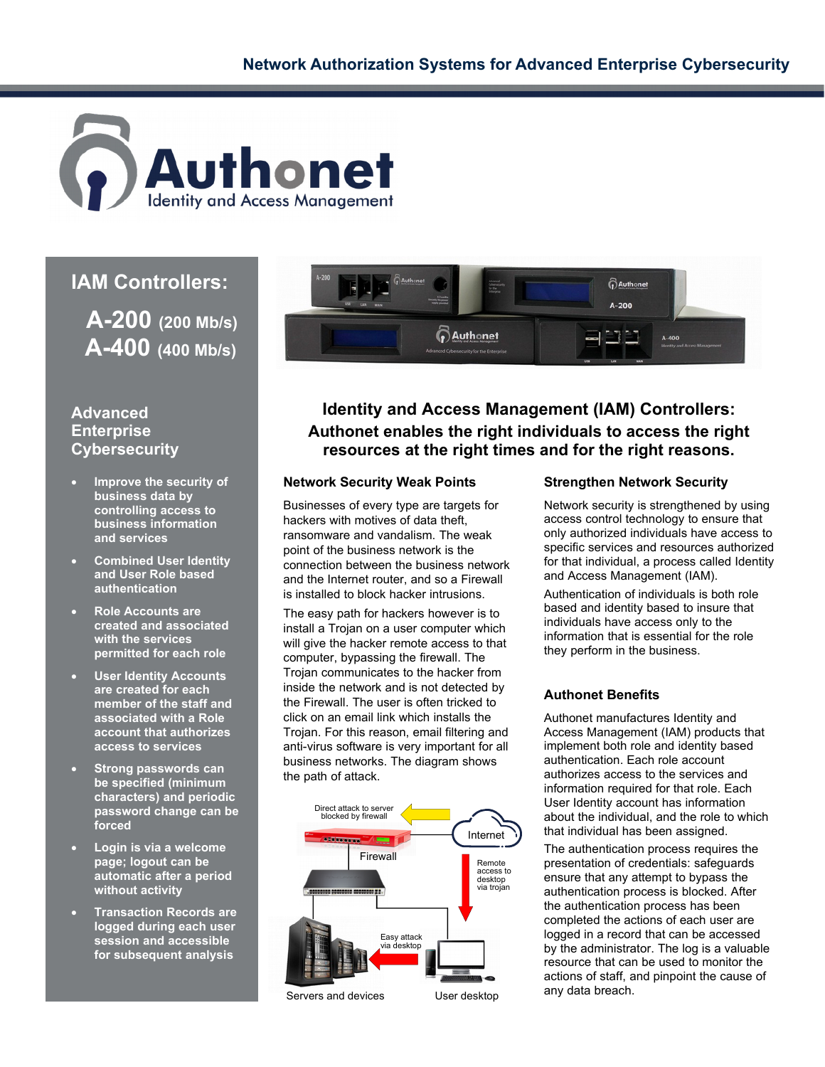# Network Authorization Systems for Advanced Enterprise Cybersecurity

**Authonet**
Identity and Access Management

## IAM Controllers:

**A-200** (200 Mb/s)
**A-400** (400 Mb/s)

### Advanced Enterprise Cybersecurity

- **Improve the security of business data by controlling access to business information and services**
- **Combined User Identity and User Role based authentication**
- **Role Accounts are created and associated with the services permitted for each role**
- **User Identity Accounts are created for each member of the staff and associated with a Role account that authorizes access to services**
- **Strong passwords can be specified (minimum characters) and periodic password change can be forced**
- **Login is via a welcome page; logout can be automatic after a period without activity**
- **Transaction Records are logged during each user session and accessible for subsequent analysis**

## Identity and Access Management (IAM) Controllers: Authonet enables the right individuals to access the right resources at the right times and for the right reasons.

### Network Security Weak Points

Businesses of every type are targets for hackers with motives of data theft, ransomware and vandalism. The weak point of the business network is the connection between the business network and the Internet router, and so a Firewall is installed to block hacker intrusions.

The easy path for hackers however is to install a Trojan on a user computer which will give the hacker remote access to that computer, bypassing the firewall. The Trojan communicates to the hacker from inside the network and is not detected by the Firewall. The user is often tricked to click on an email link which installs the Trojan. For this reason, email filtering and anti-virus software is very important for all business networks. The diagram shows the path of attack.

Direct attack to server blocked by firewall

Internet

Firewall

Remote access to desktop via trojan

Easy attack via desktop

Servers and devices

User desktop

### Strengthen Network Security

Network security is strengthened by using access control technology to ensure that only authorized individuals have access to specific services and resources authorized for that individual, a process called Identity and Access Management (IAM).

Authentication of individuals is both role based and identity based to insure that individuals have access only to the information that is essential for the role they perform in the business.

### Authonet Benefits

Authonet manufactures Identity and Access Management (IAM) products that implement both role and identity based authentication. Each role account authorizes access to the services and information required for that role. Each User Identity account has information about the individual, and the role to which that individual has been assigned.

The authentication process requires the presentation of credentials: safeguards ensure that any attempt to bypass the authentication process is blocked. After the authentication process has been completed the actions of each user are logged in a record that can be accessed by the administrator. The log is a valuable resource that can be used to monitor the actions of staff, and pinpoint the cause of any data breach.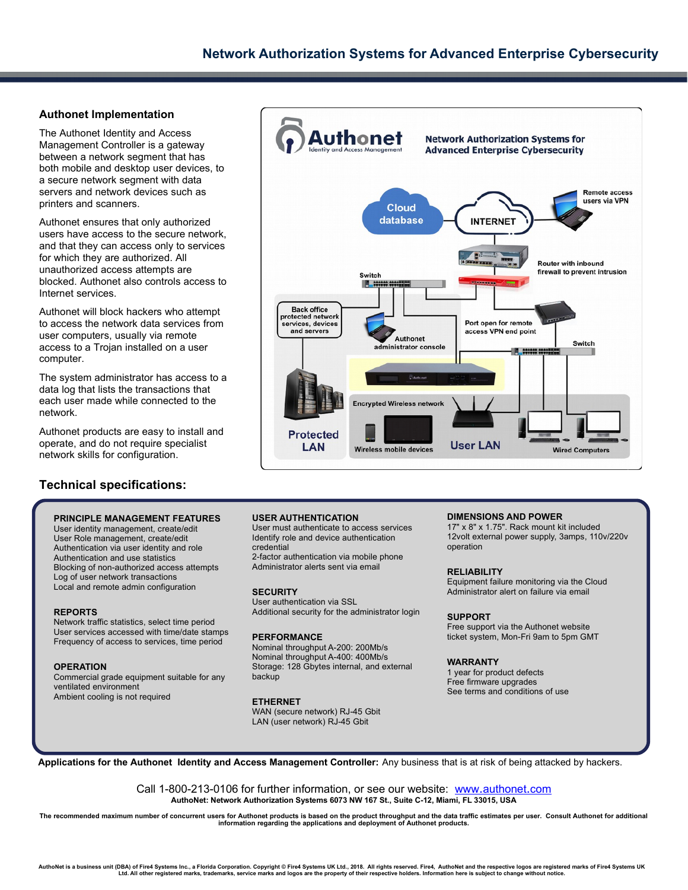## Network Authorization Systems for Advanced Enterprise Cybersecurity

### Authonet Implementation

The Authonet Identity and Access Management Controller is a gateway between a network segment that has both mobile and desktop user devices, to a secure network segment with data servers and network devices such as printers and scanners.

Authonet ensures that only authorized users have access to the secure network, and that they can access only to services for which they are authorized. All unauthorized access attempts are blocked. Authonet also controls access to Internet services.

Authonet will block hackers who attempt to access the network data services from user computers, usually via remote access to a Trojan installed on a user computer.

The system administrator has access to a data log that lists the transactions that each user made while connected to the network.

Authonet products are easy to install and operate, and do not require specialist network skills for configuration.

Authonet
Identity and Access Management
Network Authorization Systems for Advanced Enterprise Cybersecurity
Cloud database
INTERNET
Remote access users via VPN
Router with inbound firewall to prevent intrusion
Switch
Back office protected network services, devices and servers
Authonet administrator console
Port open for remote access VPN end point
Switch
Encrypted Wireless network
Protected LAN
Wireless mobile devices
User LAN
Wired Computers

## Technical specifications:

**PRINCIPLE MANAGEMENT FEATURES**
User identity management, create/edit
User Role management, create/edit
Authentication via user identity and role
Authentication and use statistics
Blocking of non-authorized access attempts
Log of user network transactions
Local and remote admin configuration

**REPORTS**
Network traffic statistics, select time period
User services accessed with time/date stamps
Frequency of access to services, time period

**OPERATION**
Commercial grade equipment suitable for any ventilated environment
Ambient cooling is not required

**USER AUTHENTICATION**
User must authenticate to access services
Identify role and device authentication credential
2-factor authentication via mobile phone
Administrator alerts sent via email

**SECURITY**
User authentication via SSL
Additional security for the administrator login

**PERFORMANCE**
Nominal throughput A-200: 200Mb/s
Nominal throughput A-400: 400Mb/s
Storage: 128 Gbytes internal, and external backup

**ETHERNET**
WAN (secure network) RJ-45 Gbit
LAN (user network) RJ-45 Gbit

**DIMENSIONS AND POWER**
17" x 8" x 1.75". Rack mount kit included
12volt external power supply, 3amps, 110v/220v operation

**RELIABILITY**
Equipment failure monitoring via the Cloud
Administrator alert on failure via email

**SUPPORT**
Free support via the Authonet website ticket system, Mon-Fri 9am to 5pm GMT

**WARRANTY**
1 year for product defects
Free firmware upgrades
See terms and conditions of use

**Applications for the Authonet Identity and Access Management Controller:** Any business that is at risk of being attacked by hackers.

Call 1-800-213-0106 for further information, or see our website: [www.authonet.com](http://www.authonet.com)

**AuthoNet: Network Authorization Systems 6073 NW 167 St., Suite C-12, Miami, FL 33015, USA**

**The recommended maximum number of concurrent users for Authonet products is based on the product throughput and the data traffic estimates per user. Consult Authonet for additional information regarding the applications and deployment of Authonet products.**

**AuthoNet is a business unit (DBA) of Fire4 Systems Inc., a Florida Corporation. Copyright © Fire4 Systems UK Ltd., 2018. All rights reserved. Fire4, AuthoNet and the respective logos are registered marks of Fire4 Systems UK Ltd. All other registered marks, trademarks, service marks and logos are the property of their respective holders. Information here is subject to change without notice.**